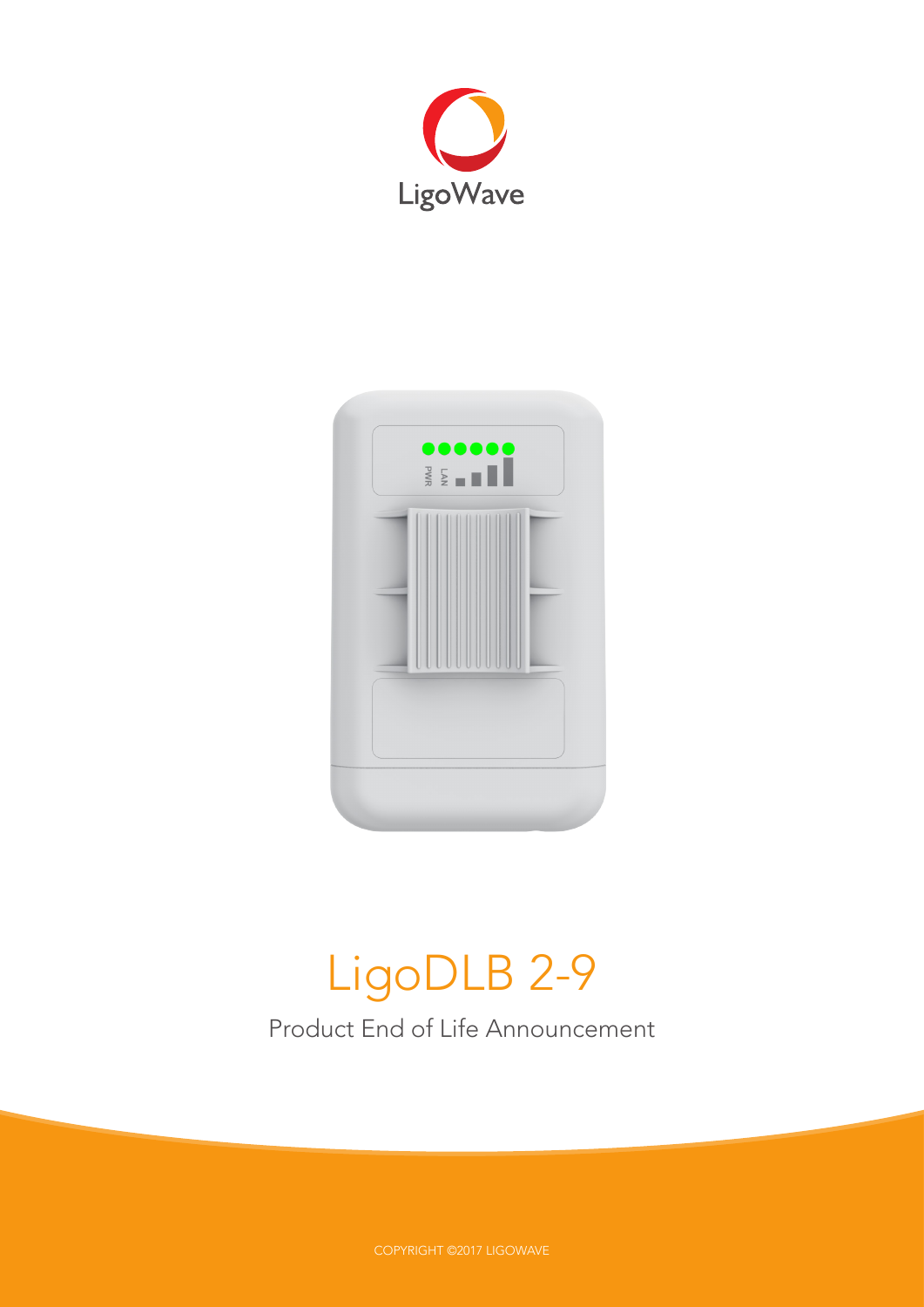LigoWave

# LigoDLB 2-9

Product End of Life Announcement

COPYRIGHT ©2017 LIGOWAVE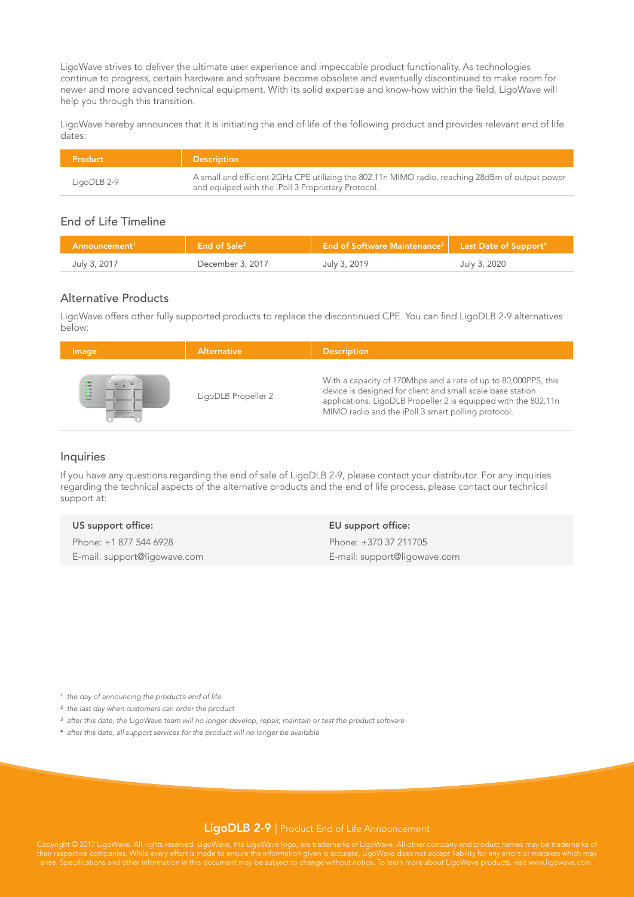LigoWave strives to deliver the ultimate user experience and impeccable product functionality. As technologies continue to progress, certain hardware and software become obsolete and eventually discontinued to make room for newer and more advanced technical equipment. With its solid expertise and know-how within the field, LigoWave will help you through this transition.

LigoWave hereby announces that it is initiating the end of life of the following product and provides relevant end of life dates:

| Product | Description |
|---|---|
| LigoDLB 2-9 | A small and efficient 2GHz CPE utilizing the 802.11n MIMO radio, reaching 28dBm of output power and equiped with the iPoll 3 Proprietary Protocol. |

## End of Life Timeline

| Announcement[1] | End of Sale[2] | End of Software Maintenance[3] | Last Date of Support[4] |
|---|---|---|---|
| July 3, 2017 | December 3, 2017 | July 3, 2019 | July 3, 2020 |

## Alternative Products

LigoWave offers other fully supported products to replace the discontinued CPE. You can find LigoDLB 2-9 alternatives below:

| Image | Alternative | Description |
|---|---|---|
| | LigoDLB Propeller 2 | With a capacity of 170Mbps and a rate of up to 80,000PPS, this device is designed for client and small scale base station applications. LigoDLB Propeller 2 is equipped with the 802.11n MIMO radio and the iPoll 3 smart polling protocol. |

## Inquiries

If you have any questions regarding the end of sale of LigoDLB 2-9, please contact your distributor. For any inquiries regarding the technical aspects of the alternative products and the end of life process, please contact our technical support at:

**US support office:**
Phone: +1 877 544 6928
E-mail: support@ligowave.com

**EU support office:**
Phone: +370 37 211705
E-mail: support@ligowave.com

[1] *the day of announcing the product's end of life*

[2] *the last day when customers can order the product*

[3] *after this date, the LigoWave team will no longer develop, repair, maintain or test the product software*

[4] *after this date, all support services for the product will no longer be available*

**LigoDLB 2-9** | Product End of Life Announcement

Copyright © 2017 LigoWave. All rights reserved. LigoWave, the LigoWave logo, are trademarks of LigoWave. All other company and product names may be trademarks of their respective companies. While every effort is made to ensure the information given is accurate, LigoWave does not accept liability for any errors or mistakes which may arise. Specifications and other information in this document may be subject to change without notice. To learn more about LigoWave products, visit www.ligowave.com.